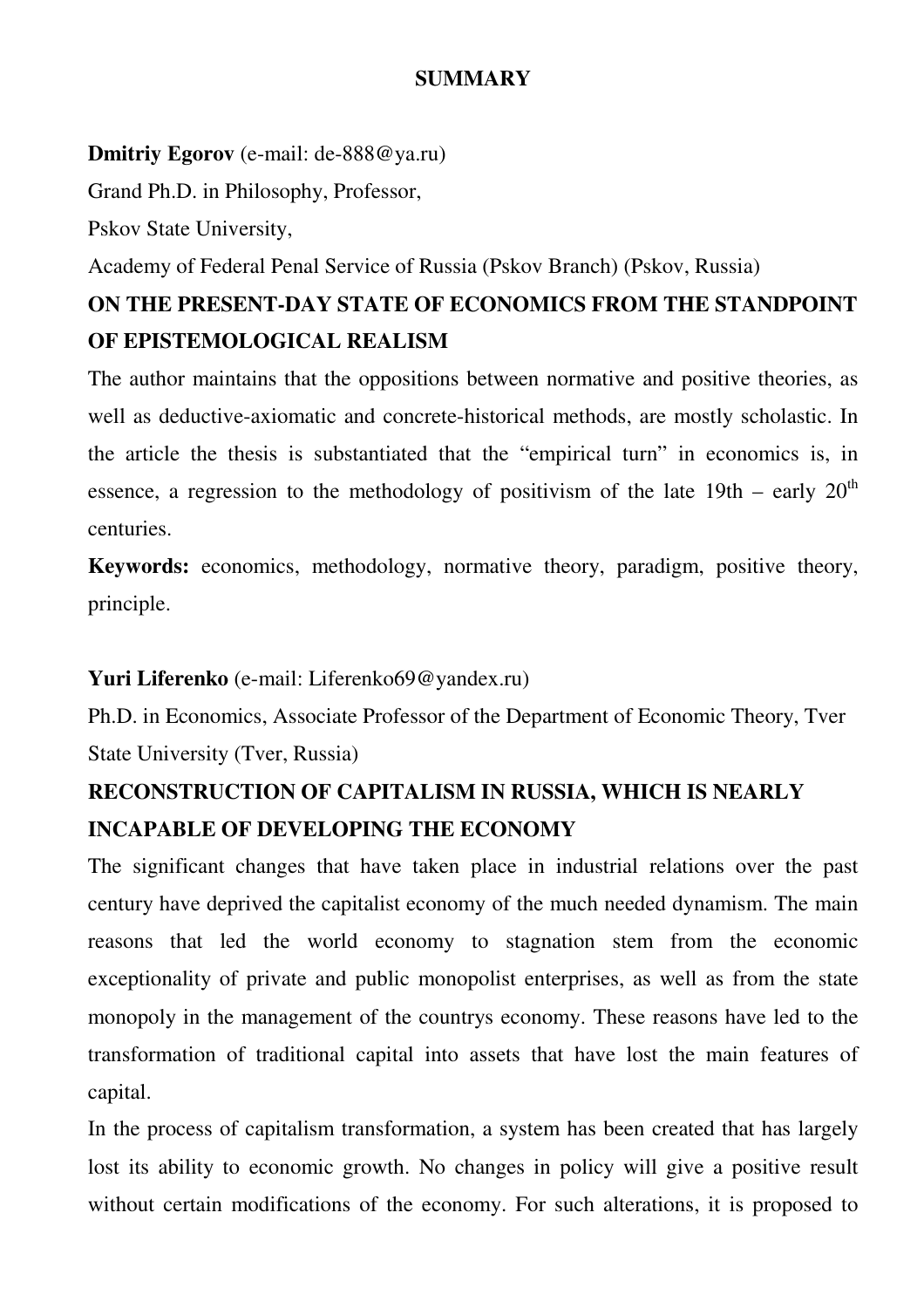# SUMMARY

**Dmitriy Egorov** (e-mail: de-888@ya.ru)

Grand Ph.D. in Philosophy, Professor,

Pskov State University,

Academy of Federal Penal Service of Russia (Pskov Branch) (Pskov, Russia)

## ON THE PRESENT-DAY STATE OF ECONOMICS FROM THE STANDPOINT OF EPISTEMOLOGICAL REALISM

The author maintains that the oppositions between normative and positive theories, as well as deductive-axiomatic and concrete-historical methods, are mostly scholastic. In the article the thesis is substantiated that the "empirical turn" in economics is, in essence, a regression to the methodology of positivism of the late 19th – early 20th centuries.

**Keywords:** economics, methodology, normative theory, paradigm, positive theory, principle.

**Yuri Liferenko** (e-mail: Liferenko69@yandex.ru)

Ph.D. in Economics, Associate Professor of the Department of Economic Theory, Tver State University (Tver, Russia)

## RECONSTRUCTION OF CAPITALISM IN RUSSIA, WHICH IS NEARLY INCAPABLE OF DEVELOPING THE ECONOMY

The significant changes that have taken place in industrial relations over the past century have deprived the capitalist economy of the much needed dynamism. The main reasons that led the world economy to stagnation stem from the economic exceptionality of private and public monopolist enterprises, as well as from the state monopoly in the management of the countrys economy. These reasons have led to the transformation of traditional capital into assets that have lost the main features of capital.

In the process of capitalism transformation, a system has been created that has largely lost its ability to economic growth. No changes in policy will give a positive result without certain modifications of the economy. For such alterations, it is proposed to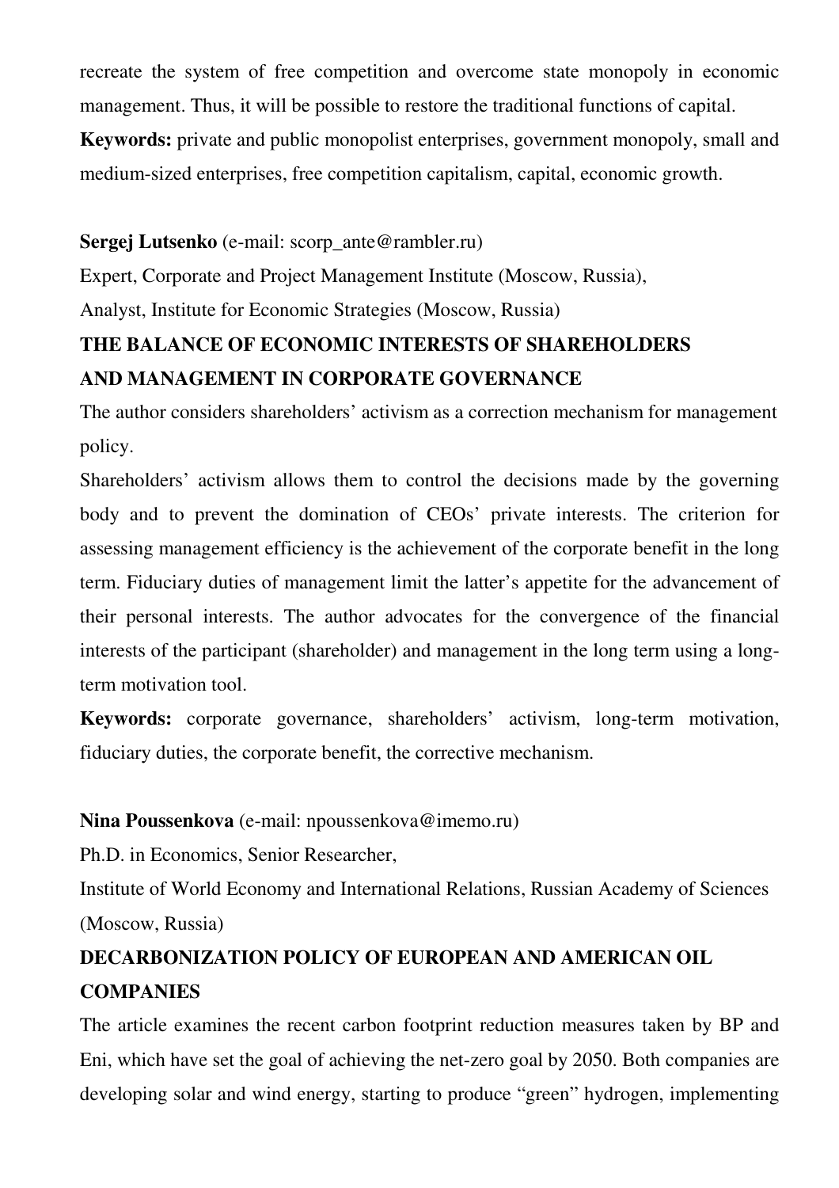recreate the system of free competition and overcome state monopoly in economic management. Thus, it will be possible to restore the traditional functions of capital.

**Keywords:** private and public monopolist enterprises, government monopoly, small and medium-sized enterprises, free competition capitalism, capital, economic growth.

**Sergej Lutsenko** (e-mail: scorp_ante@rambler.ru)

Expert, Corporate and Project Management Institute (Moscow, Russia),

Analyst, Institute for Economic Strategies (Moscow, Russia)

**THE BALANCE OF ECONOMIC INTERESTS OF SHAREHOLDERS AND MANAGEMENT IN CORPORATE GOVERNANCE**

The author considers shareholders' activism as a correction mechanism for management policy.

Shareholders' activism allows them to control the decisions made by the governing body and to prevent the domination of CEOs' private interests. The criterion for assessing management efficiency is the achievement of the corporate benefit in the long term. Fiduciary duties of management limit the latter's appetite for the advancement of their personal interests. The author advocates for the convergence of the financial interests of the participant (shareholder) and management in the long term using a long-term motivation tool.

**Keywords:** corporate governance, shareholders' activism, long-term motivation, fiduciary duties, the corporate benefit, the corrective mechanism.

**Nina Poussenkova** (e-mail: npoussenkova@imemo.ru)

Ph.D. in Economics, Senior Researcher,

Institute of World Economy and International Relations, Russian Academy of Sciences (Moscow, Russia)

**DECARBONIZATION POLICY OF EUROPEAN AND AMERICAN OIL COMPANIES**

The article examines the recent carbon footprint reduction measures taken by BP and Eni, which have set the goal of achieving the net-zero goal by 2050. Both companies are developing solar and wind energy, starting to produce "green" hydrogen, implementing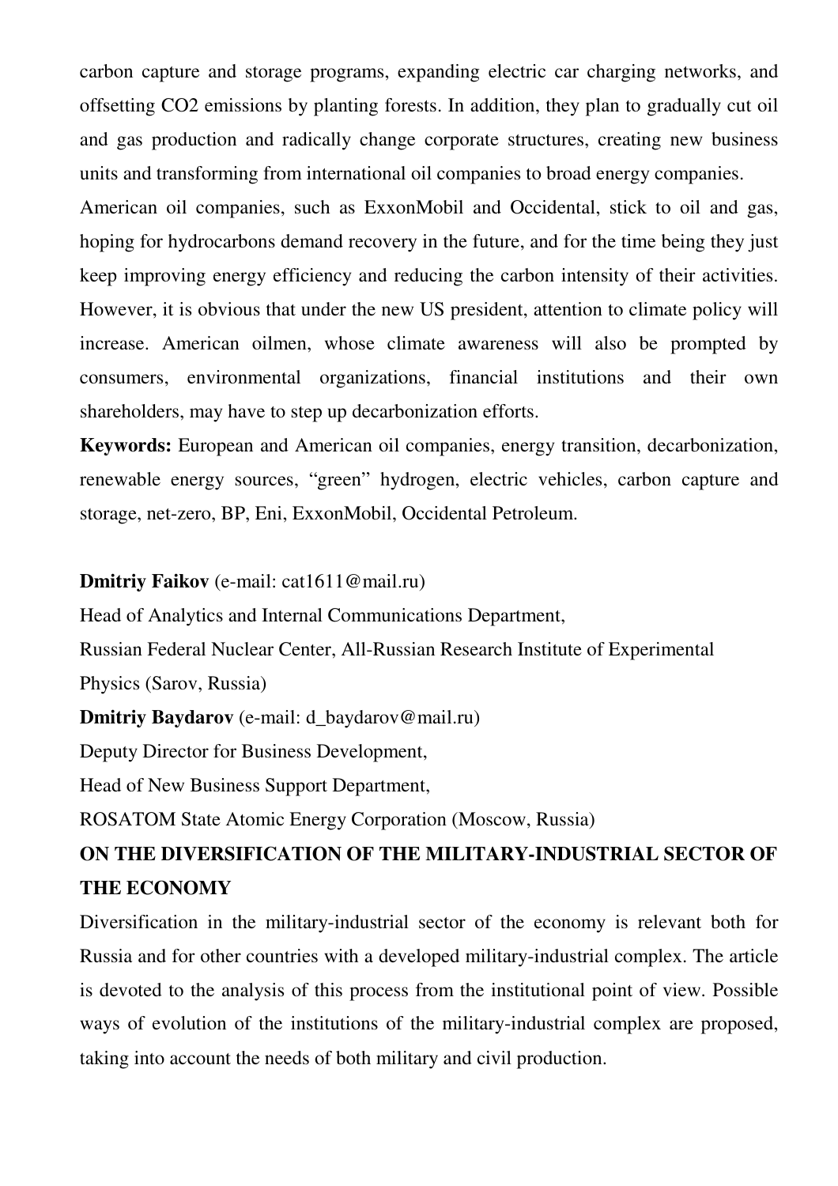carbon capture and storage programs, expanding electric car charging networks, and offsetting $CO_2$ emissions by planting forests. In addition, they plan to gradually cut oil and gas production and radically change corporate structures, creating new business units and transforming from international oil companies to broad energy companies.

American oil companies, such as ExxonMobil and Occidental, stick to oil and gas, hoping for hydrocarbons demand recovery in the future, and for the time being they just keep improving energy efficiency and reducing the carbon intensity of their activities. However, it is obvious that under the new US president, attention to climate policy will increase. American oilmen, whose climate awareness will also be prompted by consumers, environmental organizations, financial institutions and their own shareholders, may have to step up decarbonization efforts.

**Keywords:** European and American oil companies, energy transition, decarbonization, renewable energy sources, "green" hydrogen, electric vehicles, carbon capture and storage, net-zero, BP, Eni, ExxonMobil, Occidental Petroleum.

**Dmitriy Faikov** (e-mail: cat1611@mail.ru)

Head of Analytics and Internal Communications Department,

Russian Federal Nuclear Center, All-Russian Research Institute of Experimental Physics (Sarov, Russia)

**Dmitriy Baydarov** (e-mail: d_baydarov@mail.ru)

Deputy Director for Business Development,

Head of New Business Support Department,

ROSATOM State Atomic Energy Corporation (Moscow, Russia)

## ON THE DIVERSIFICATION OF THE MILITARY-INDUSTRIAL SECTOR OF THE ECONOMY

Diversification in the military-industrial sector of the economy is relevant both for Russia and for other countries with a developed military-industrial complex. The article is devoted to the analysis of this process from the institutional point of view. Possible ways of evolution of the institutions of the military-industrial complex are proposed, taking into account the needs of both military and civil production.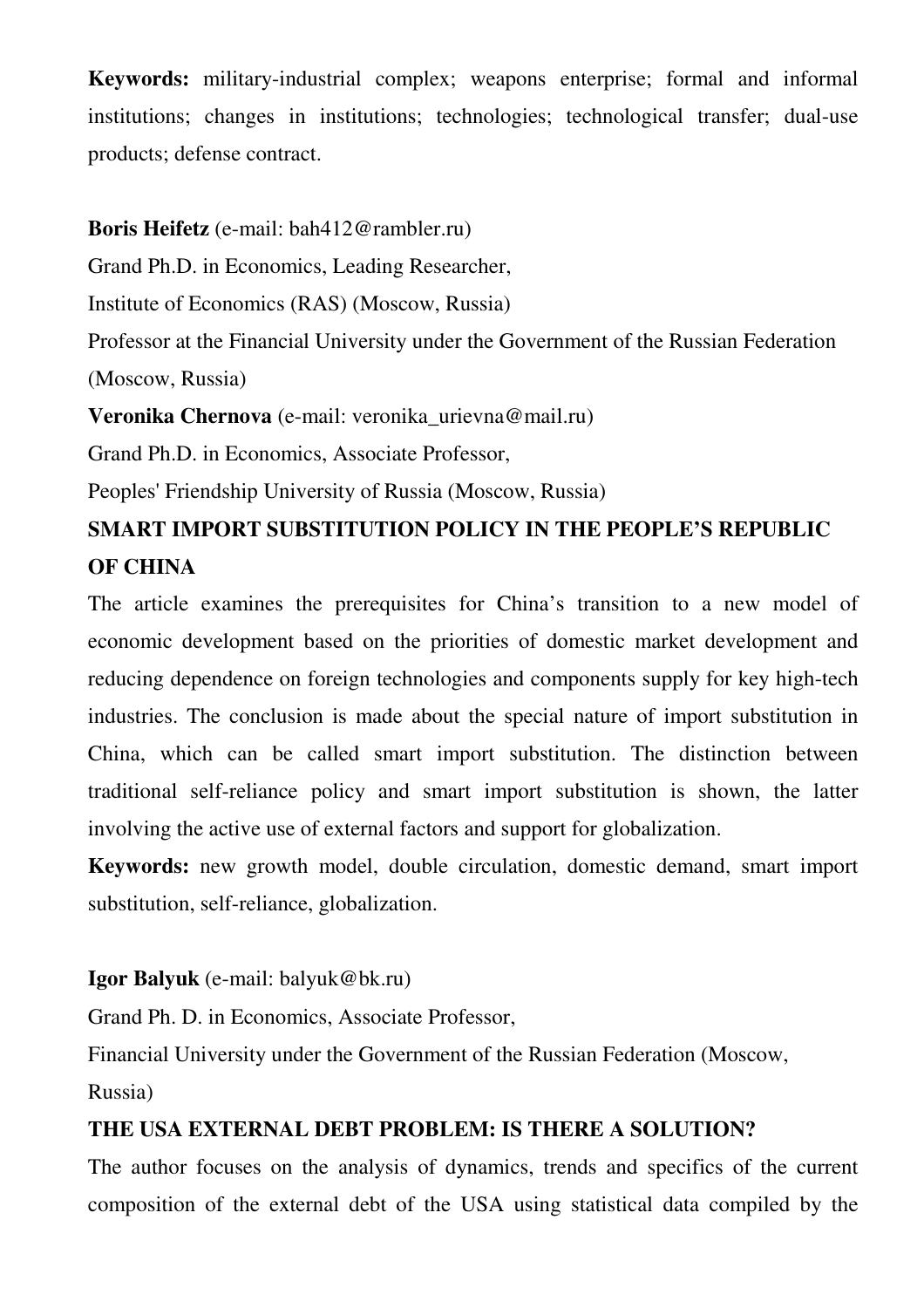**Keywords:** military-industrial complex; weapons enterprise; formal and informal institutions; changes in institutions; technologies; technological transfer; dual-use products; defense contract.

**Boris Heifetz** (e-mail: bah412@rambler.ru)

Grand Ph.D. in Economics, Leading Researcher,

Institute of Economics (RAS) (Moscow, Russia)

Professor at the Financial University under the Government of the Russian Federation (Moscow, Russia)

**Veronika Chernova** (e-mail: veronika_urievna@mail.ru)

Grand Ph.D. in Economics, Associate Professor,

Peoples' Friendship University of Russia (Moscow, Russia)

## SMART IMPORT SUBSTITUTION POLICY IN THE PEOPLE'S REPUBLIC OF CHINA

The article examines the prerequisites for China's transition to a new model of economic development based on the priorities of domestic market development and reducing dependence on foreign technologies and components supply for key high-tech industries. The conclusion is made about the special nature of import substitution in China, which can be called smart import substitution. The distinction between traditional self-reliance policy and smart import substitution is shown, the latter involving the active use of external factors and support for globalization.

**Keywords:** new growth model, double circulation, domestic demand, smart import substitution, self-reliance, globalization.

**Igor Balyuk** (e-mail: balyuk@bk.ru)

Grand Ph. D. in Economics, Associate Professor,

Financial University under the Government of the Russian Federation (Moscow, Russia)

## THE USA EXTERNAL DEBT PROBLEM: IS THERE A SOLUTION?

The author focuses on the analysis of dynamics, trends and specifics of the current composition of the external debt of the USA using statistical data compiled by the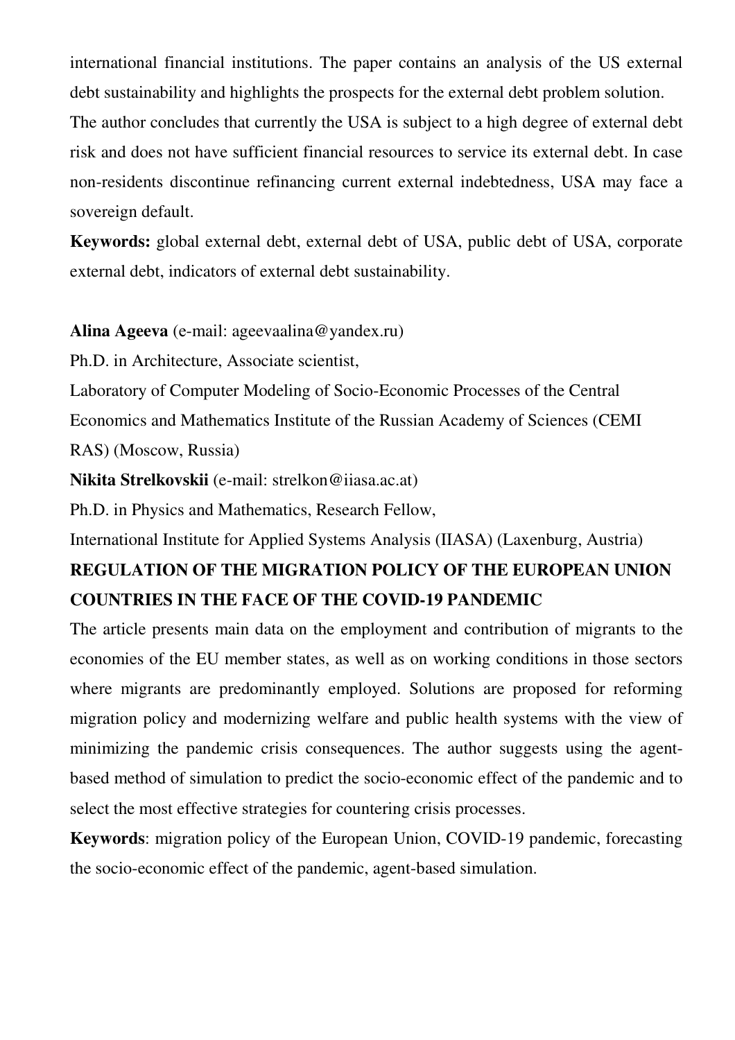international financial institutions. The paper contains an analysis of the US external debt sustainability and highlights the prospects for the external debt problem solution.
The author concludes that currently the USA is subject to a high degree of external debt risk and does not have sufficient financial resources to service its external debt. In case non-residents discontinue refinancing current external indebtedness, USA may face a sovereign default.

**Keywords:** global external debt, external debt of USA, public debt of USA, corporate external debt, indicators of external debt sustainability.

**Alina Ageeva** (e-mail: ageevaalina@yandex.ru)

Ph.D. in Architecture, Associate scientist,

Laboratory of Computer Modeling of Socio-Economic Processes of the Central Economics and Mathematics Institute of the Russian Academy of Sciences (CEMI RAS) (Moscow, Russia)

**Nikita Strelkovskii** (e-mail: strelkon@iiasa.ac.at)

Ph.D. in Physics and Mathematics, Research Fellow,

International Institute for Applied Systems Analysis (IIASA) (Laxenburg, Austria)

## REGULATION OF THE MIGRATION POLICY OF THE EUROPEAN UNION COUNTRIES IN THE FACE OF THE COVID-19 PANDEMIC

The article presents main data on the employment and contribution of migrants to the economies of the EU member states, as well as on working conditions in those sectors where migrants are predominantly employed. Solutions are proposed for reforming migration policy and modernizing welfare and public health systems with the view of minimizing the pandemic crisis consequences. The author suggests using the agent-based method of simulation to predict the socio-economic effect of the pandemic and to select the most effective strategies for countering crisis processes.

**Keywords**: migration policy of the European Union, COVID-19 pandemic, forecasting the socio-economic effect of the pandemic, agent-based simulation.